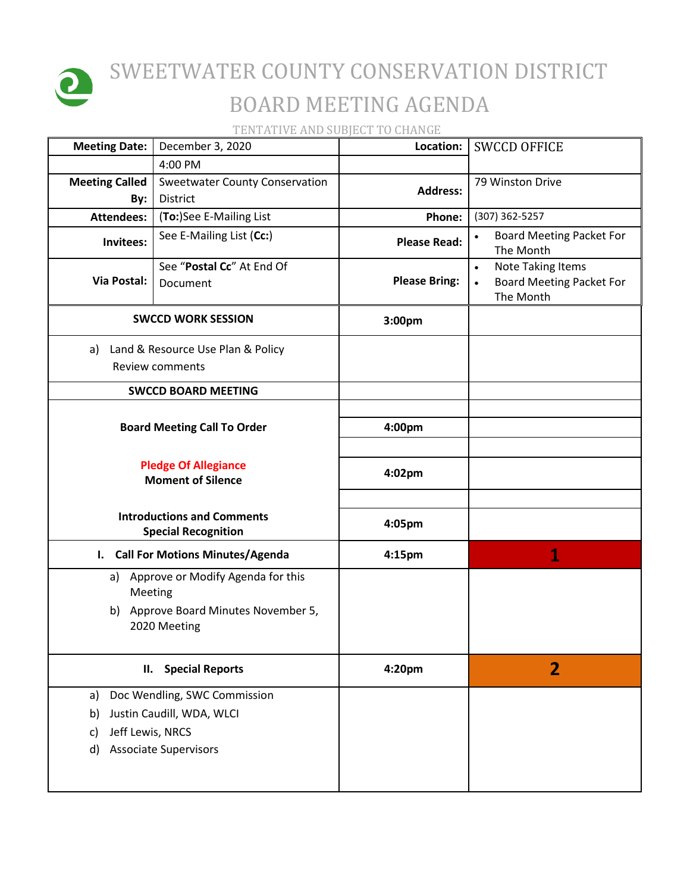# SWEETWATER COUNTY CONSERVATION DISTRICT

## BOARD MEETING AGENDA

TENTATIVE AND SUBJECT TO CHANGE

| | | | |
|---|---|---|---|
| **Meeting Date:** | December 3, 2020 | **Location:** | SWCCD OFFICE |
| | 4:00 PM | | |
| **Meeting Called By:** | Sweetwater County Conservation District | **Address:** | 79 Winston Drive |
| **Attendees:** | (**To:**)See E-Mailing List | **Phone:** | (307) 362-5257 |
| **Invitees:** | See E-Mailing List (**Cc:**) | **Please Read:** | • Board Meeting Packet For The Month |
| **Via Postal:** | See "**Postal Cc**" At End Of Document | **Please Bring:** | • Note Taking Items<br>• Board Meeting Packet For The Month |

| | | |
|---|---|---|
| **SWCCD WORK SESSION** | **3:00pm** | |
| a) Land & Resource Use Plan & Policy Review comments | | |
| **SWCCD BOARD MEETING** | | |
| **Board Meeting Call To Order** | **4:00pm** | |
| **Pledge Of Allegiance**<br>**Moment of Silence** | **4:02pm** | |
| **Introductions and Comments**<br>**Special Recognition** | **4:05pm** | |
| **I. Call For Motions Minutes/Agenda** | **4:15pm** | **1** |
| a) Approve or Modify Agenda for this Meeting<br>b) Approve Board Minutes November 5, 2020 Meeting | | |
| **II. Special Reports** | **4:20pm** | **2** |
| a) Doc Wendling, SWC Commission<br>b) Justin Caudill, WDA, WLCI<br>c) Jeff Lewis, NRCS<br>d) Associate Supervisors | | |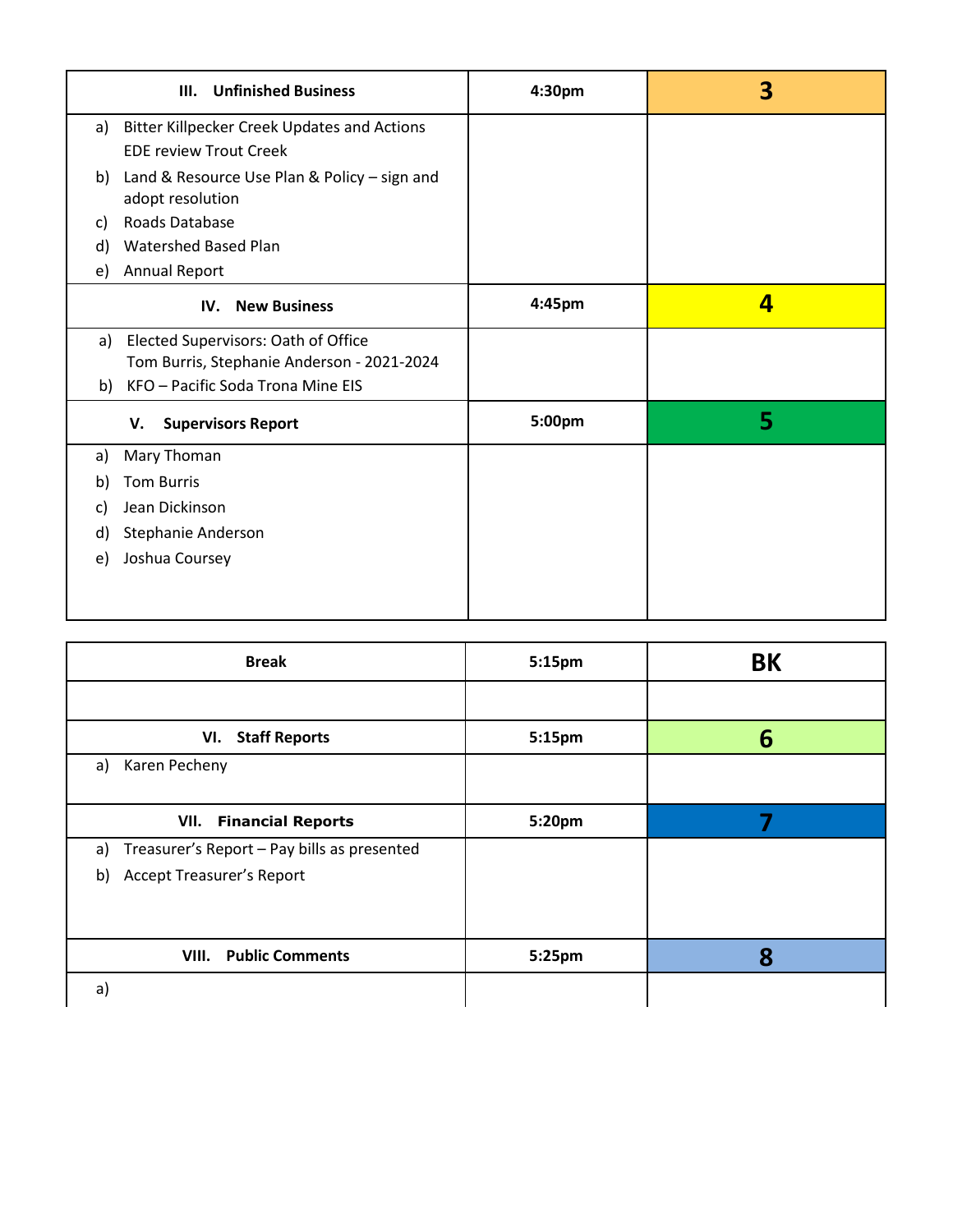| III. Unfinished Business | 4:30pm | 3 |
|---|---|---|
| a) Bitter Killpecker Creek Updates and Actions EDE review Trout Creek<br>b) Land & Resource Use Plan & Policy – sign and adopt resolution<br>c) Roads Database<br>d) Watershed Based Plan<br>e) Annual Report | | |
| **IV. New Business** | **4:45pm** | **4** |
| a) Elected Supervisors: Oath of Office Tom Burris, Stephanie Anderson - 2021-2024<br>b) KFO – Pacific Soda Trona Mine EIS | | |
| **V. Supervisors Report** | **5:00pm** | **5** |
| a) Mary Thoman<br>b) Tom Burris<br>c) Jean Dickinson<br>d) Stephanie Anderson<br>e) Joshua Coursey | | |

| Break | 5:15pm | BK |
|---|---|---|
| | | |
| **VI. Staff Reports** | **5:15pm** | **6** |
| a) Karen Pecheny | | |
| **VII. Financial Reports** | **5:20pm** | **7** |
| a) Treasurer's Report – Pay bills as presented<br>b) Accept Treasurer's Report | | |
| **VIII. Public Comments** | **5:25pm** | **8** |
| a) | | |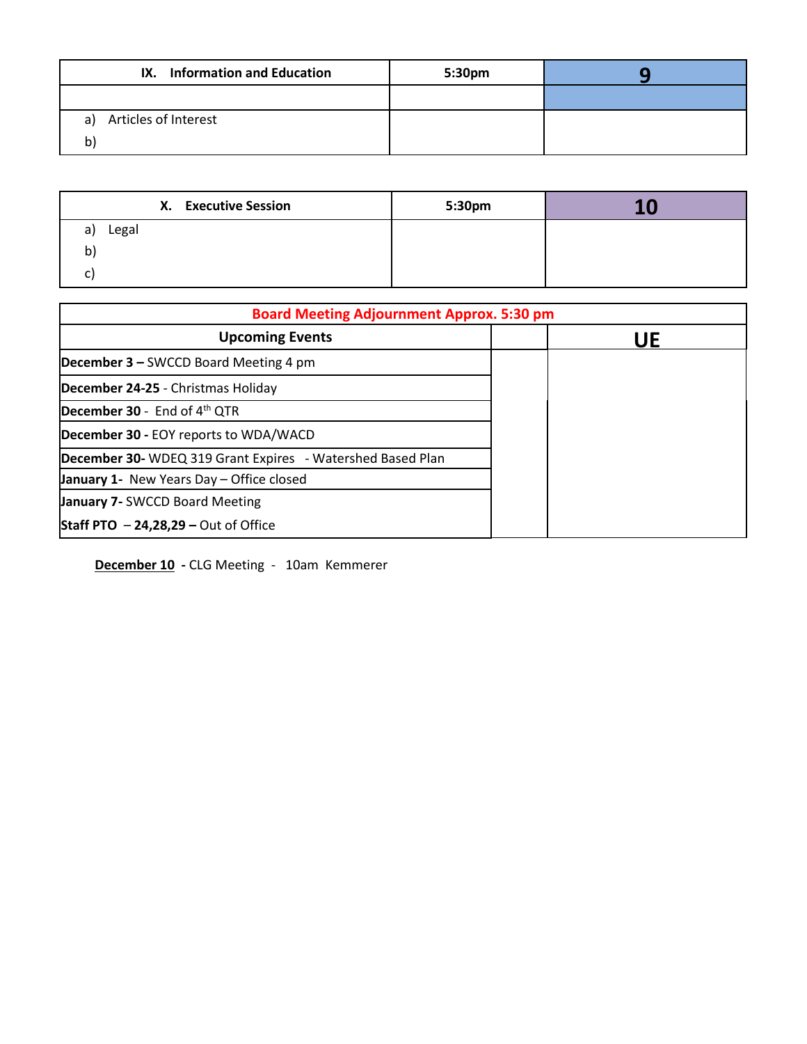| IX. Information and Education | 5:30pm | 9 |
|---|---|---|
| | | |
| a) Articles of Interest<br>b) | | |

| X. Executive Session | 5:30pm | 10 |
|---|---|---|
| a) Legal<br>b)<br>c) | | |

| Board Meeting Adjournment Approx. 5:30 pm | | |
|---|---|---|
| **Upcoming Events** | | **UE** |
| **December 3 –** SWCCD Board Meeting 4 pm | | |
| **December 24-25** - Christmas Holiday | | |
| **December 30** - End of 4th QTR | | |
| **December 30 -** EOY reports to WDA/WACD | | |
| **December 30-** WDEQ 319 Grant Expires - Watershed Based Plan | | |
| **January 1-** New Years Day – Office closed | | |
| **January 7-** SWCCD Board Meeting<br>**Staff PTO** – **24,28,29 –** Out of Office | | |

**December 10** **-** CLG Meeting - 10am Kemmerer